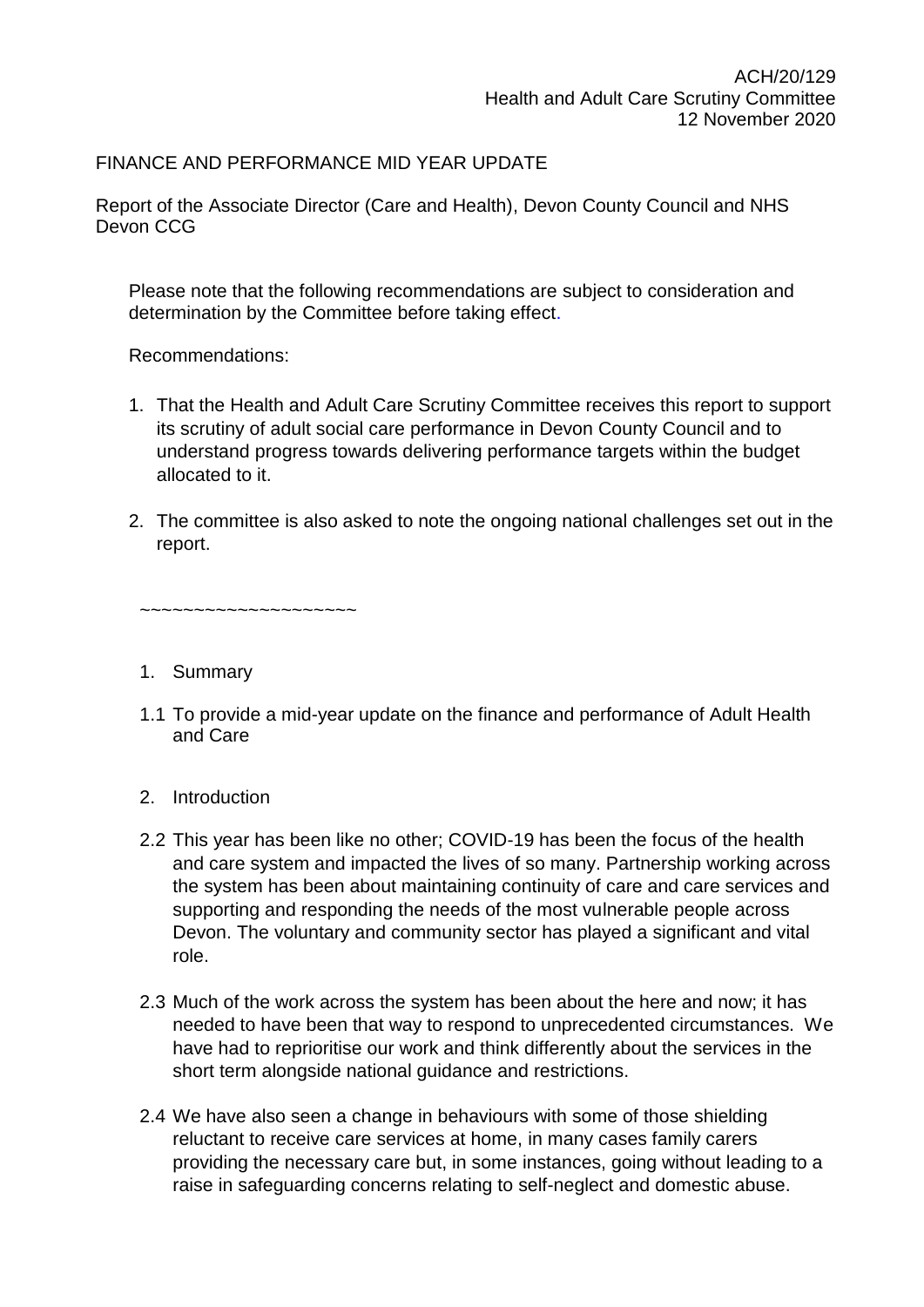ACH/20/129
Health and Adult Care Scrutiny Committee
12 November 2020

# FINANCE AND PERFORMANCE MID YEAR UPDATE

Report of the Associate Director (Care and Health), Devon County Council and NHS Devon CCG

Please note that the following recommendations are subject to consideration and determination by the Committee before taking effect.

Recommendations:

1. That the Health and Adult Care Scrutiny Committee receives this report to support its scrutiny of adult social care performance in Devon County Council and to understand progress towards delivering performance targets within the budget allocated to it.
2. The committee is also asked to note the ongoing national challenges set out in the report.

~~~~~~~~~~~~~~~~~~~~

## 1. Summary

1.1 To provide a mid-year update on the finance and performance of Adult Health and Care

## 2. Introduction

2.2 This year has been like no other; COVID-19 has been the focus of the health and care system and impacted the lives of so many. Partnership working across the system has been about maintaining continuity of care and care services and supporting and responding the needs of the most vulnerable people across Devon. The voluntary and community sector has played a significant and vital role.

2.3 Much of the work across the system has been about the here and now; it has needed to have been that way to respond to unprecedented circumstances. We have had to reprioritise our work and think differently about the services in the short term alongside national guidance and restrictions.

2.4 We have also seen a change in behaviours with some of those shielding reluctant to receive care services at home, in many cases family carers providing the necessary care but, in some instances, going without leading to a raise in safeguarding concerns relating to self-neglect and domestic abuse.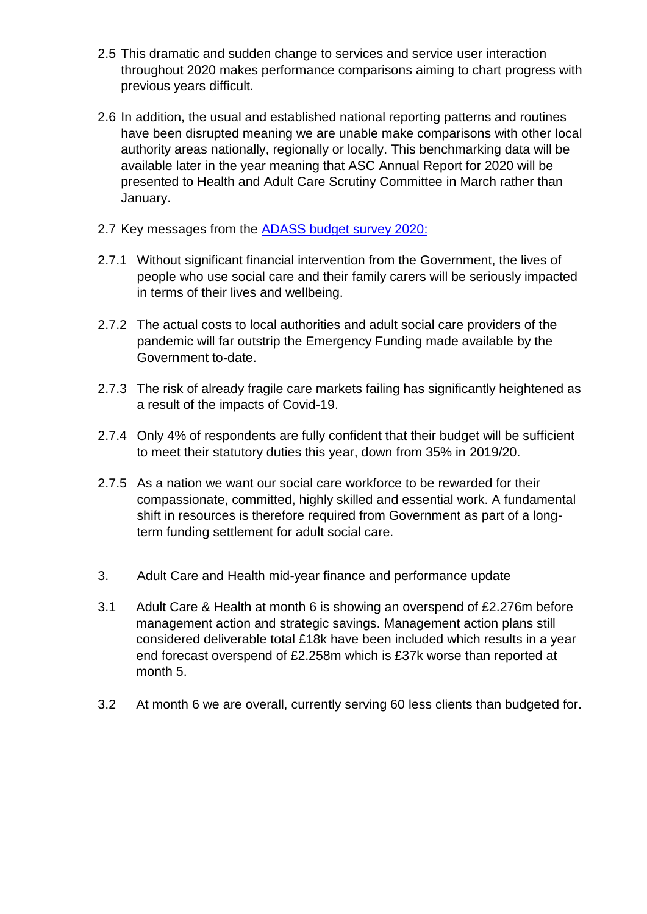2.5 This dramatic and sudden change to services and service user interaction throughout 2020 makes performance comparisons aiming to chart progress with previous years difficult.

2.6 In addition, the usual and established national reporting patterns and routines have been disrupted meaning we are unable make comparisons with other local authority areas nationally, regionally or locally. This benchmarking data will be available later in the year meaning that ASC Annual Report for 2020 will be presented to Health and Adult Care Scrutiny Committee in March rather than January.

2.7 Key messages from the [ADASS budget survey 2020:](ADASS budget survey 2020:)

2.7.1 Without significant financial intervention from the Government, the lives of people who use social care and their family carers will be seriously impacted in terms of their lives and wellbeing.

2.7.2 The actual costs to local authorities and adult social care providers of the pandemic will far outstrip the Emergency Funding made available by the Government to-date.

2.7.3 The risk of already fragile care markets failing has significantly heightened as a result of the impacts of Covid-19.

2.7.4 Only 4% of respondents are fully confident that their budget will be sufficient to meet their statutory duties this year, down from 35% in 2019/20.

2.7.5 As a nation we want our social care workforce to be rewarded for their compassionate, committed, highly skilled and essential work. A fundamental shift in resources is therefore required from Government as part of a long-term funding settlement for adult social care.

## 3. Adult Care and Health mid-year finance and performance update

3.1 Adult Care & Health at month 6 is showing an overspend of £2.276m before management action and strategic savings. Management action plans still considered deliverable total £18k have been included which results in a year end forecast overspend of £2.258m which is £37k worse than reported at month 5.

3.2 At month 6 we are overall, currently serving 60 less clients than budgeted for.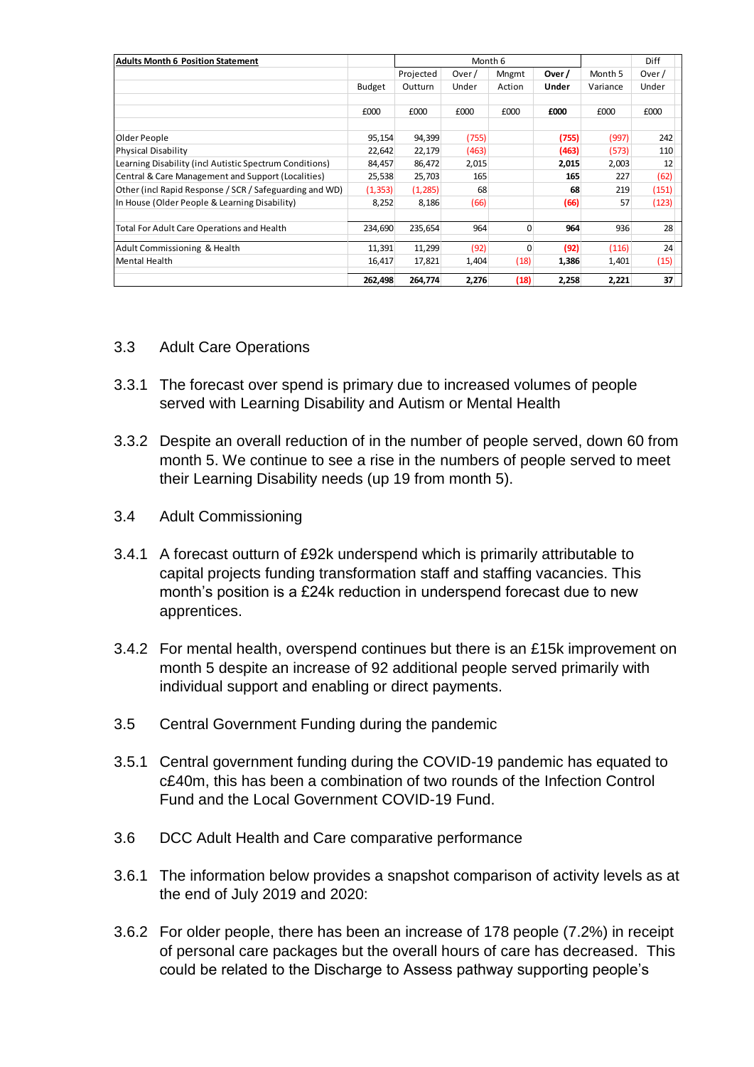| Adults Month 6 Position Statement | | Month 6 | | | | | Diff |
|---|---|---|---|---|---|---|---|
| | | Projected | Over / | Mngmt | **Over /** | Month 5 | Over / |
| | Budget | Outturn | Under | Action | **Under** | Variance | Under |
| | £000 | £000 | £000 | £000 | **£000** | £000 | £000 |
| Older People | 95,154 | 94,399 | (755) | | **(755)** | (997) | 242 |
| Physical Disability | 22,642 | 22,179 | (463) | | **(463)** | (573) | 110 |
| Learning Disability (incl Autistic Spectrum Conditions) | 84,457 | 86,472 | 2,015 | | **2,015** | 2,003 | 12 |
| Central & Care Management and Support (Localities) | 25,538 | 25,703 | 165 | | **165** | 227 | (62) |
| Other (incl Rapid Response / SCR / Safeguarding and WD) | (1,353) | (1,285) | 68 | | **68** | 219 | (151) |
| In House (Older People & Learning Disability) | 8,252 | 8,186 | (66) | | **(66)** | 57 | (123) |
| Total For Adult Care Operations and Health | 234,690 | 235,654 | 964 | 0 | **964** | 936 | 28 |
| Adult Commissioning & Health | 11,391 | 11,299 | (92) | 0 | **(92)** | (116) | 24 |
| Mental Health | 16,417 | 17,821 | 1,404 | (18) | **1,386** | 1,401 | (15) |
| | **262,498** | **264,774** | **2,276** | **(18)** | **2,258** | **2,221** | **37** |

3.3 Adult Care Operations

3.3.1 The forecast over spend is primary due to increased volumes of people served with Learning Disability and Autism or Mental Health

3.3.2 Despite an overall reduction of in the number of people served, down 60 from month 5. We continue to see a rise in the numbers of people served to meet their Learning Disability needs (up 19 from month 5).

3.4 Adult Commissioning

3.4.1 A forecast outturn of £92k underspend which is primarily attributable to capital projects funding transformation staff and staffing vacancies. This month's position is a £24k reduction in underspend forecast due to new apprentices.

3.4.2 For mental health, overspend continues but there is an £15k improvement on month 5 despite an increase of 92 additional people served primarily with individual support and enabling or direct payments.

3.5 Central Government Funding during the pandemic

3.5.1 Central government funding during the COVID-19 pandemic has equated to c£40m, this has been a combination of two rounds of the Infection Control Fund and the Local Government COVID-19 Fund.

3.6 DCC Adult Health and Care comparative performance

3.6.1 The information below provides a snapshot comparison of activity levels as at the end of July 2019 and 2020:

3.6.2 For older people, there has been an increase of 178 people (7.2%) in receipt of personal care packages but the overall hours of care has decreased. This could be related to the Discharge to Assess pathway supporting people's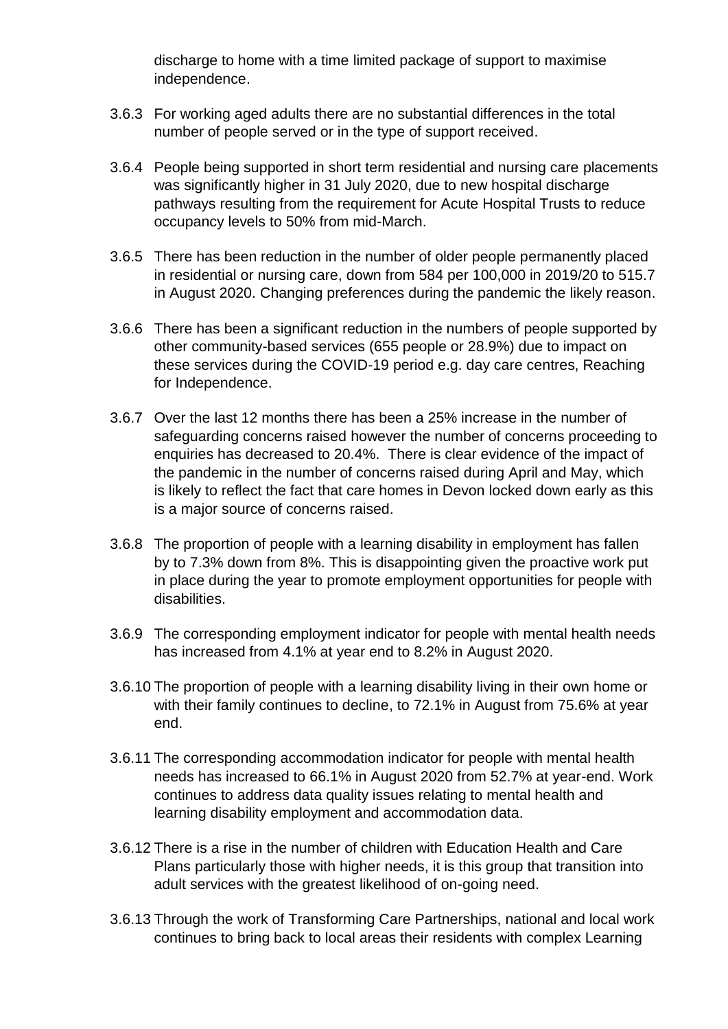discharge to home with a time limited package of support to maximise independence.

3.6.3 For working aged adults there are no substantial differences in the total number of people served or in the type of support received.

3.6.4 People being supported in short term residential and nursing care placements was significantly higher in 31 July 2020, due to new hospital discharge pathways resulting from the requirement for Acute Hospital Trusts to reduce occupancy levels to 50% from mid-March.

3.6.5 There has been reduction in the number of older people permanently placed in residential or nursing care, down from 584 per 100,000 in 2019/20 to 515.7 in August 2020. Changing preferences during the pandemic the likely reason.

3.6.6 There has been a significant reduction in the numbers of people supported by other community-based services (655 people or 28.9%) due to impact on these services during the COVID-19 period e.g. day care centres, Reaching for Independence.

3.6.7 Over the last 12 months there has been a 25% increase in the number of safeguarding concerns raised however the number of concerns proceeding to enquiries has decreased to 20.4%. There is clear evidence of the impact of the pandemic in the number of concerns raised during April and May, which is likely to reflect the fact that care homes in Devon locked down early as this is a major source of concerns raised.

3.6.8 The proportion of people with a learning disability in employment has fallen by to 7.3% down from 8%. This is disappointing given the proactive work put in place during the year to promote employment opportunities for people with disabilities.

3.6.9 The corresponding employment indicator for people with mental health needs has increased from 4.1% at year end to 8.2% in August 2020.

3.6.10 The proportion of people with a learning disability living in their own home or with their family continues to decline, to 72.1% in August from 75.6% at year end.

3.6.11 The corresponding accommodation indicator for people with mental health needs has increased to 66.1% in August 2020 from 52.7% at year-end. Work continues to address data quality issues relating to mental health and learning disability employment and accommodation data.

3.6.12 There is a rise in the number of children with Education Health and Care Plans particularly those with higher needs, it is this group that transition into adult services with the greatest likelihood of on-going need.

3.6.13 Through the work of Transforming Care Partnerships, national and local work continues to bring back to local areas their residents with complex Learning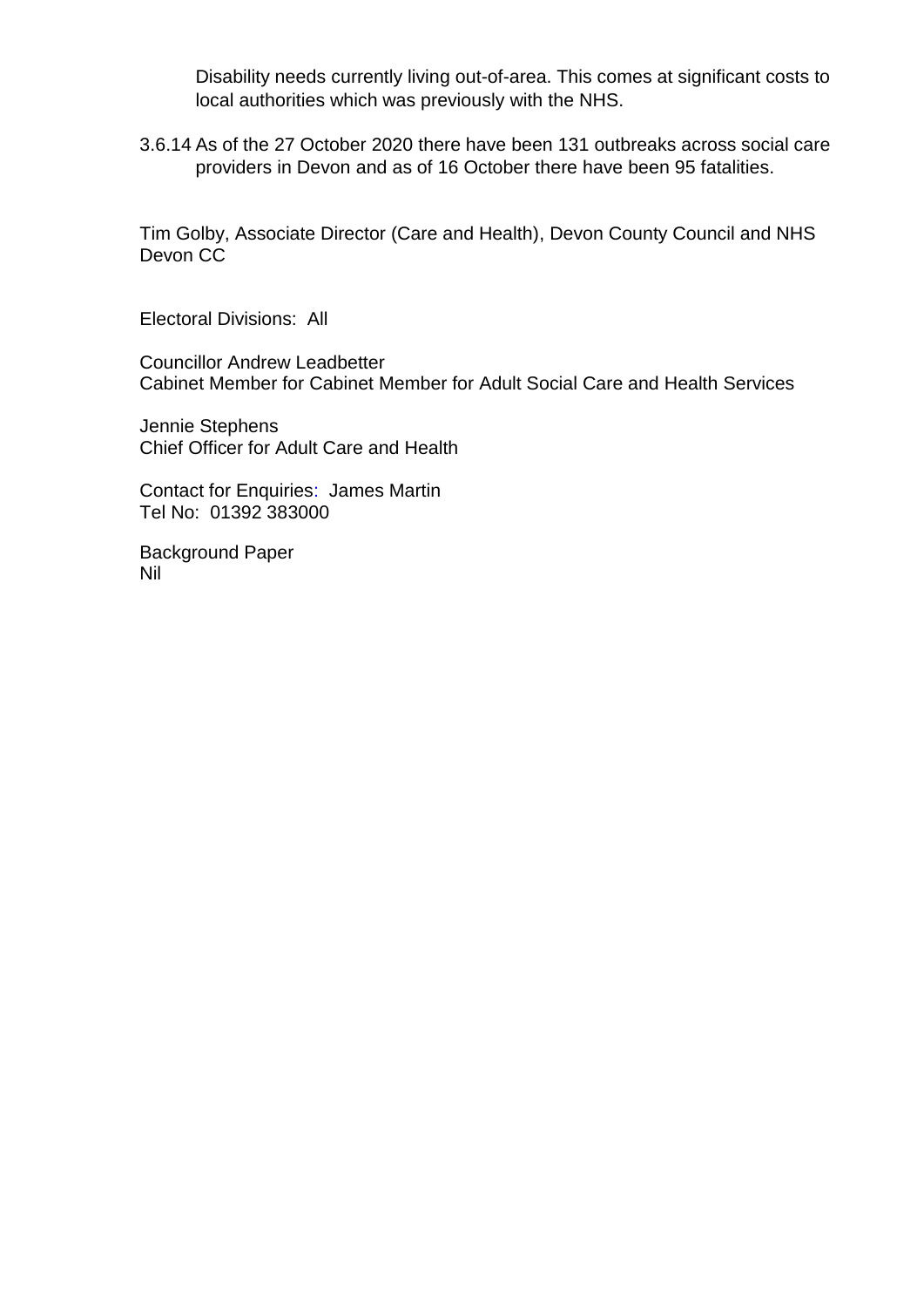Disability needs currently living out-of-area. This comes at significant costs to local authorities which was previously with the NHS.

3.6.14 As of the 27 October 2020 there have been 131 outbreaks across social care providers in Devon and as of 16 October there have been 95 fatalities.

Tim Golby, Associate Director (Care and Health), Devon County Council and NHS Devon CC

Electoral Divisions: All

Councillor Andrew Leadbetter
Cabinet Member for Cabinet Member for Adult Social Care and Health Services

Jennie Stephens
Chief Officer for Adult Care and Health

Contact for Enquiries: James Martin
Tel No: 01392 383000

Background Paper
Nil